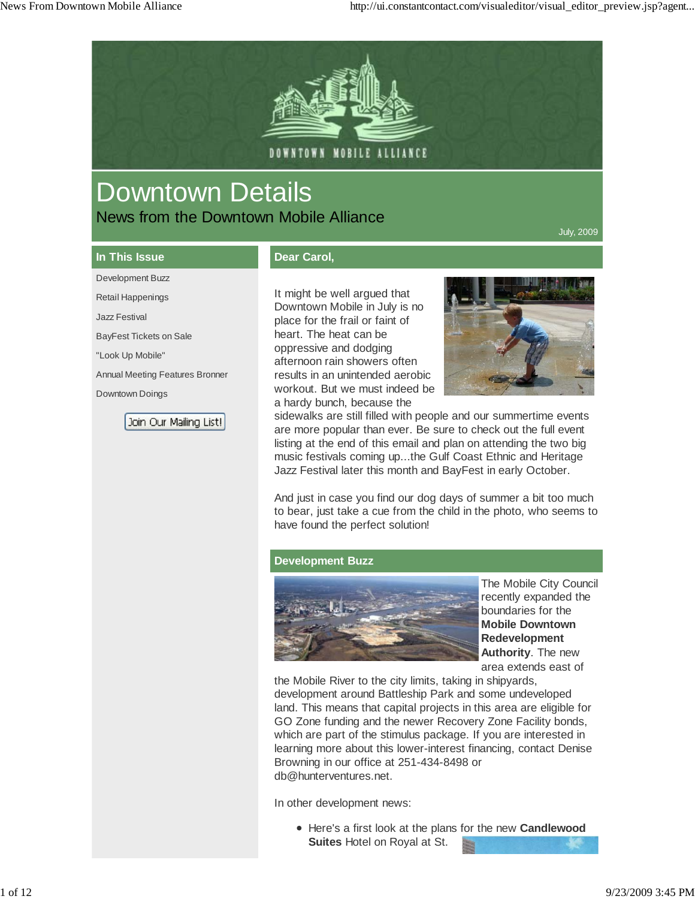# Downtown Details

## News from the Downtown Mobile Alliance

July, 2009

### In This Issue

- Development Buzz
- Retail Happenings
- Jazz Festival
- BayFest Tickets on Sale
- "Look Up Mobile"
- Annual Meeting Features Bronner
- Downtown Doings

Join Our Mailing List!

### Dear Carol,

It might be well argued that Downtown Mobile in July is no place for the frail or faint of heart. The heat can be oppressive and dodging afternoon rain showers often results in an unintended aerobic workout. But we must indeed be a hardy bunch, because the sidewalks are still filled with people and our summertime events are more popular than ever. Be sure to check out the full event listing at the end of this email and plan on attending the two big music festivals coming up...the Gulf Coast Ethnic and Heritage Jazz Festival later this month and BayFest in early October.

And just in case you find our dog days of summer a bit too much to bear, just take a cue from the child in the photo, who seems to have found the perfect solution!

### Development Buzz

The Mobile City Council recently expanded the boundaries for the **Mobile Downtown Redevelopment Authority**. The new area extends east of the Mobile River to the city limits, taking in shipyards, development around Battleship Park and some undeveloped land. This means that capital projects in this area are eligible for GO Zone funding and the newer Recovery Zone Facility bonds, which are part of the stimulus package. If you are interested in learning more about this lower-interest financing, contact Denise Browning in our office at 251-434-8498 or db@hunterventures.net.

In other development news:

- Here's a first look at the plans for the new **Candlewood Suites** Hotel on Royal at St.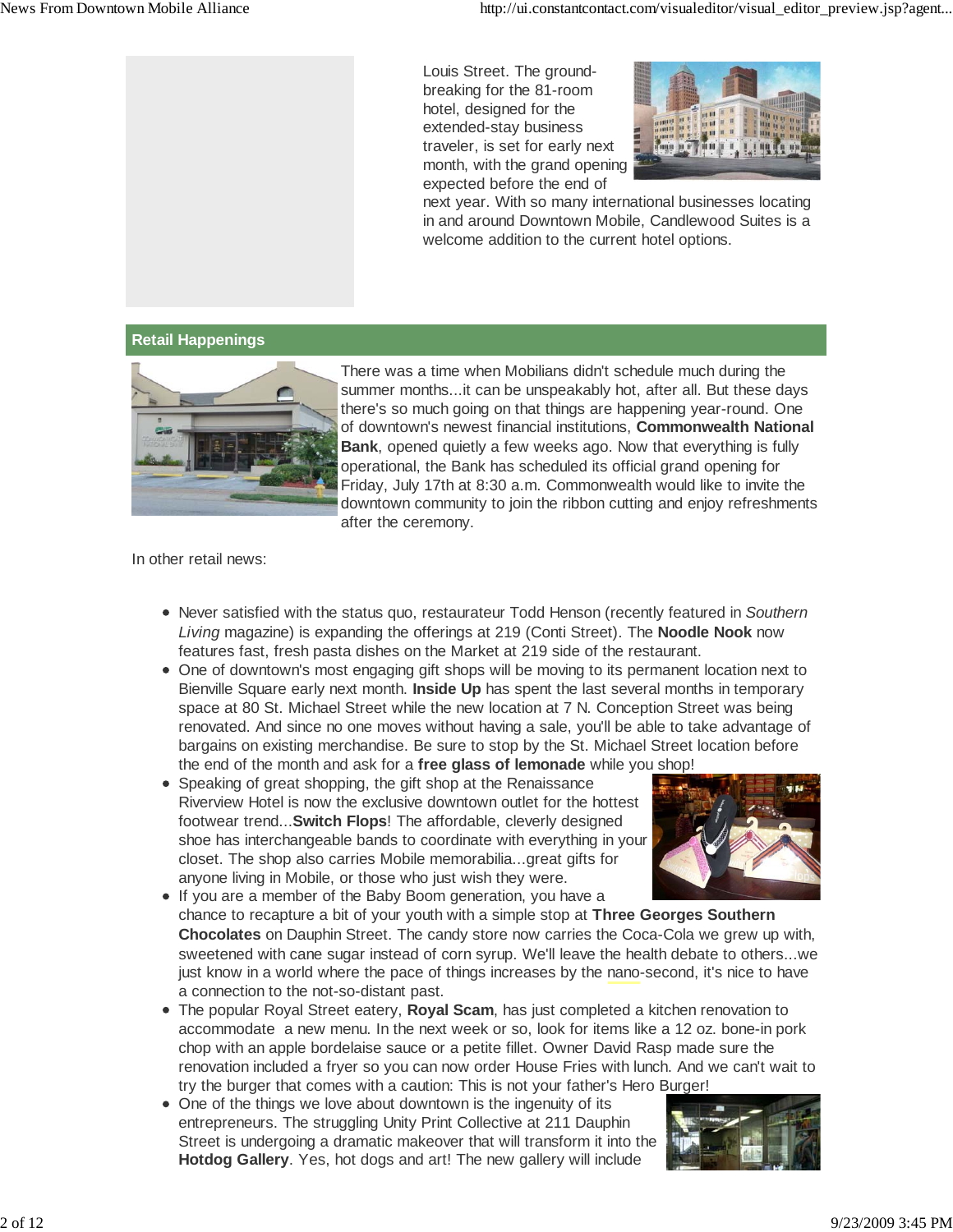Louis Street. The ground-breaking for the 81-room hotel, designed for the extended-stay business traveler, is set for early next month, with the grand opening expected before the end of next year. With so many international businesses locating in and around Downtown Mobile, Candlewood Suites is a welcome addition to the current hotel options.

## Retail Happenings

There was a time when Mobilians didn't schedule much during the summer months...it can be unspeakably hot, after all. But these days there's so much going on that things are happening year-round. One of downtown's newest financial institutions, **Commonwealth National Bank**, opened quietly a few weeks ago. Now that everything is fully operational, the Bank has scheduled its official grand opening for Friday, July 17th at 8:30 a.m. Commonwealth would like to invite the downtown community to join the ribbon cutting and enjoy refreshments after the ceremony.

In other retail news:

- Never satisfied with the status quo, restaurateur Todd Henson (recently featured in *Southern Living* magazine) is expanding the offerings at 219 (Conti Street). The **Noodle Nook** now features fast, fresh pasta dishes on the Market at 219 side of the restaurant.
- One of downtown's most engaging gift shops will be moving to its permanent location next to Bienville Square early next month. **Inside Up** has spent the last several months in temporary space at 80 St. Michael Street while the new location at 7 N. Conception Street was being renovated. And since no one moves without having a sale, you'll be able to take advantage of bargains on existing merchandise. Be sure to stop by the St. Michael Street location before the end of the month and ask for a **free glass of lemonade** while you shop!
- Speaking of great shopping, the gift shop at the Renaissance Riverview Hotel is now the exclusive downtown outlet for the hottest footwear trend...**Switch Flops**! The affordable, cleverly designed shoe has interchangeable bands to coordinate with everything in your closet. The shop also carries Mobile memorabilia...great gifts for anyone living in Mobile, or those who just wish they were.
- If you are a member of the Baby Boom generation, you have a chance to recapture a bit of your youth with a simple stop at **Three Georges Southern Chocolates** on Dauphin Street. The candy store now carries the Coca-Cola we grew up with, sweetened with cane sugar instead of corn syrup. We'll leave the health debate to others...we just know in a world where the pace of things increases by the nano-second, it's nice to have a connection to the not-so-distant past.
- The popular Royal Street eatery, **Royal Scam**, has just completed a kitchen renovation to accommodate a new menu. In the next week or so, look for items like a 12 oz. bone-in pork chop with an apple bordelaise sauce or a petite fillet. Owner David Rasp made sure the renovation included a fryer so you can now order House Fries with lunch. And we can't wait to try the burger that comes with a caution: This is not your father's Hero Burger!
- One of the things we love about downtown is the ingenuity of its entrepreneurs. The struggling Unity Print Collective at 211 Dauphin Street is undergoing a dramatic makeover that will transform it into the **Hotdog Gallery**. Yes, hot dogs and art! The new gallery will include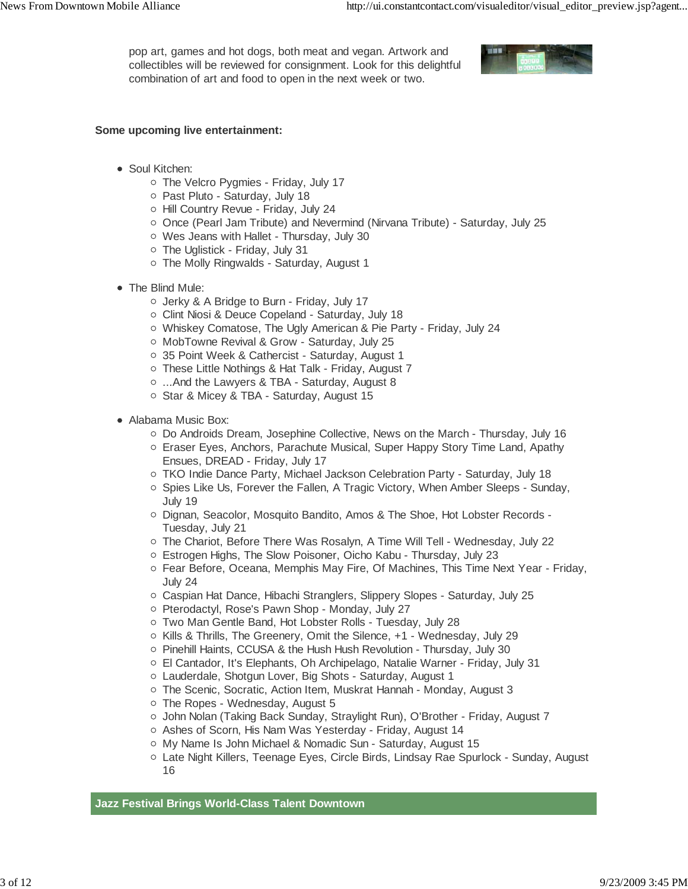pop art, games and hot dogs, both meat and vegan. Artwork and collectibles will be reviewed for consignment. Look for this delightful combination of art and food to open in the next week or two.

**Some upcoming live entertainment:**

- Soul Kitchen:
  - The Velcro Pygmies - Friday, July 17
  - Past Pluto - Saturday, July 18
  - Hill Country Revue - Friday, July 24
  - Once (Pearl Jam Tribute) and Nevermind (Nirvana Tribute) - Saturday, July 25
  - Wes Jeans with Hallet - Thursday, July 30
  - The Uglistick - Friday, July 31
  - The Molly Ringwalds - Saturday, August 1

- The Blind Mule:
  - Jerky & A Bridge to Burn - Friday, July 17
  - Clint Niosi & Deuce Copeland - Saturday, July 18
  - Whiskey Comatose, The Ugly American & Pie Party - Friday, July 24
  - MobTowne Revival & Grow - Saturday, July 25
  - 35 Point Week & Cathercist - Saturday, August 1
  - These Little Nothings & Hat Talk - Friday, August 7
  - ...And the Lawyers & TBA - Saturday, August 8
  - Star & Micey & TBA - Saturday, August 15

- Alabama Music Box:
  - Do Androids Dream, Josephine Collective, News on the March - Thursday, July 16
  - Eraser Eyes, Anchors, Parachute Musical, Super Happy Story Time Land, Apathy Ensues, DREAD - Friday, July 17
  - TKO Indie Dance Party, Michael Jackson Celebration Party - Saturday, July 18
  - Spies Like Us, Forever the Fallen, A Tragic Victory, When Amber Sleeps - Sunday, July 19
  - Dignan, Seacolor, Mosquito Bandito, Amos & The Shoe, Hot Lobster Records - Tuesday, July 21
  - The Chariot, Before There Was Rosalyn, A Time Will Tell - Wednesday, July 22
  - Estrogen Highs, The Slow Poisoner, Oicho Kabu - Thursday, July 23
  - Fear Before, Oceana, Memphis May Fire, Of Machines, This Time Next Year - Friday, July 24
  - Caspian Hat Dance, Hibachi Stranglers, Slippery Slopes - Saturday, July 25
  - Pterodactyl, Rose's Pawn Shop - Monday, July 27
  - Two Man Gentle Band, Hot Lobster Rolls - Tuesday, July 28
  - Kills & Thrills, The Greenery, Omit the Silence, +1 - Wednesday, July 29
  - Pinehill Haints, CCUSA & the Hush Hush Revolution - Thursday, July 30
  - El Cantador, It's Elephants, Oh Archipelago, Natalie Warner - Friday, July 31
  - Lauderdale, Shotgun Lover, Big Shots - Saturday, August 1
  - The Scenic, Socratic, Action Item, Muskrat Hannah - Monday, August 3
  - The Ropes - Wednesday, August 5
  - John Nolan (Taking Back Sunday, Straylight Run), O'Brother - Friday, August 7
  - Ashes of Scorn, His Nam Was Yesterday - Friday, August 14
  - My Name Is John Michael & Nomadic Sun - Saturday, August 15
  - Late Night Killers, Teenage Eyes, Circle Birds, Lindsay Rae Spurlock - Sunday, August 16

## Jazz Festival Brings World-Class Talent Downtown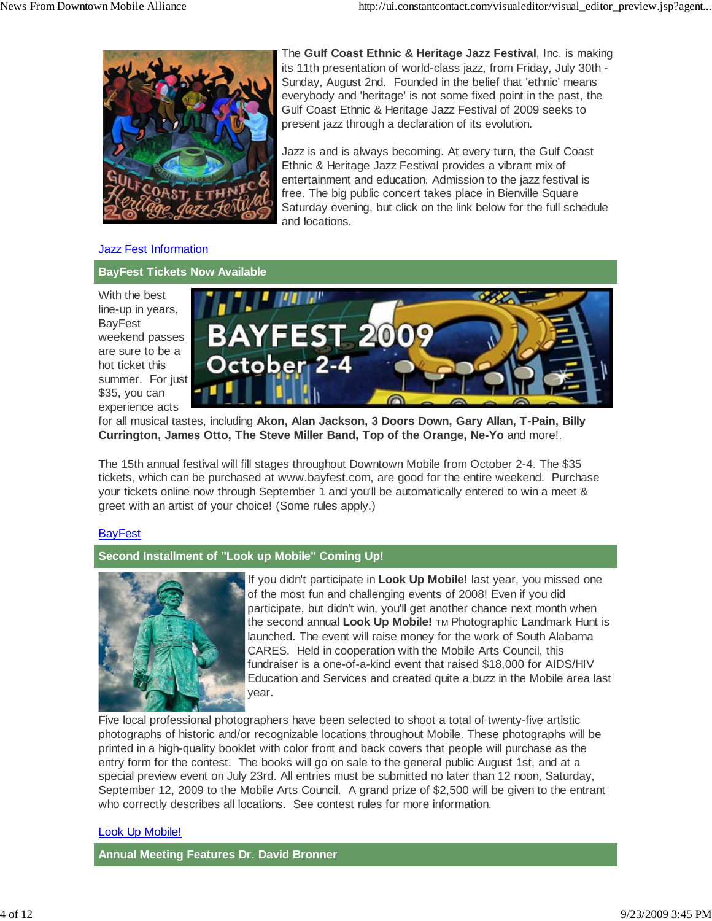The **Gulf Coast Ethnic & Heritage Jazz Festival**, Inc. is making its 11th presentation of world-class jazz, from Friday, July 30th - Sunday, August 2nd. Founded in the belief that 'ethnic' means everybody and 'heritage' is not some fixed point in the past, the Gulf Coast Ethnic & Heritage Jazz Festival of 2009 seeks to present jazz through a declaration of its evolution.

Jazz is and is always becoming. At every turn, the Gulf Coast Ethnic & Heritage Jazz Festival provides a vibrant mix of entertainment and education. Admission to the jazz festival is free. The big public concert takes place in Bienville Square Saturday evening, but click on the link below for the full schedule and locations.

Jazz Fest Information

## BayFest Tickets Now Available

With the best line-up in years, BayFest weekend passes are sure to be a hot ticket this summer. For just $35, you can experience acts for all musical tastes, including **Akon, Alan Jackson, 3 Doors Down, Gary Allan, T-Pain, Billy Currington, James Otto, The Steve Miller Band, Top of the Orange, Ne-Yo** and more!.

The 15th annual festival will fill stages throughout Downtown Mobile from October 2-4. The $35 tickets, which can be purchased at www.bayfest.com, are good for the entire weekend. Purchase your tickets online now through September 1 and you'll be automatically entered to win a meet & greet with an artist of your choice! (Some rules apply.)

BayFest

## Second Installment of "Look up Mobile" Coming Up!

If you didn't participate in **Look Up Mobile!** last year, you missed one of the most fun and challenging events of 2008! Even if you did participate, but didn't win, you'll get another chance next month when the second annual **Look Up Mobile!** TM Photographic Landmark Hunt is launched. The event will raise money for the work of South Alabama CARES. Held in cooperation with the Mobile Arts Council, this fundraiser is a one-of-a-kind event that raised $18,000 for AIDS/HIV Education and Services and created quite a buzz in the Mobile area last year.

Five local professional photographers have been selected to shoot a total of twenty-five artistic photographs of historic and/or recognizable locations throughout Mobile. These photographs will be printed in a high-quality booklet with color front and back covers that people will purchase as the entry form for the contest. The books will go on sale to the general public August 1st, and at a special preview event on July 23rd. All entries must be submitted no later than 12 noon, Saturday, September 12, 2009 to the Mobile Arts Council. A grand prize of $2,500 will be given to the entrant who correctly describes all locations. See contest rules for more information.

Look Up Mobile!

## Annual Meeting Features Dr. David Bronner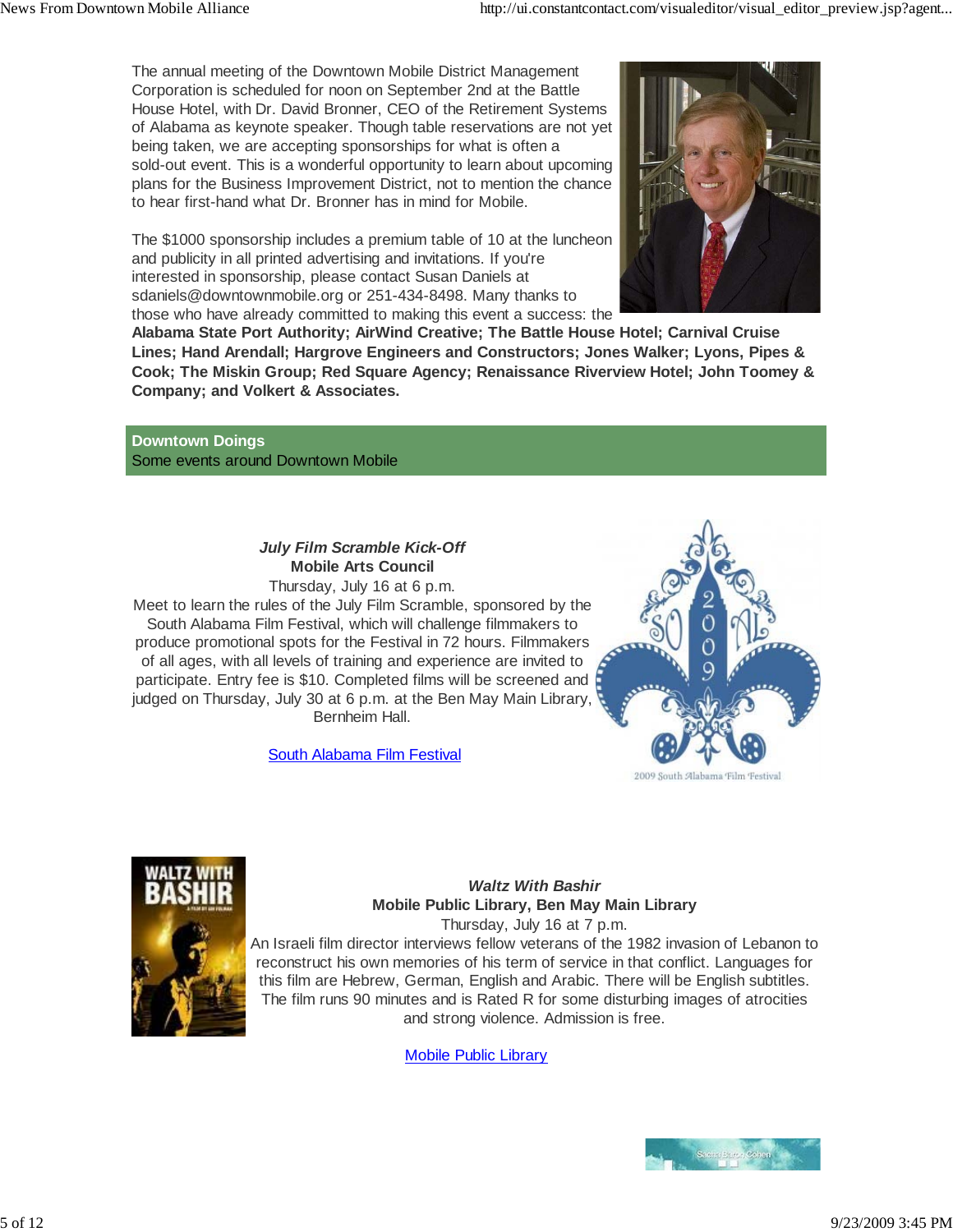The annual meeting of the Downtown Mobile District Management Corporation is scheduled for noon on September 2nd at the Battle House Hotel, with Dr. David Bronner, CEO of the Retirement Systems of Alabama as keynote speaker. Though table reservations are not yet being taken, we are accepting sponsorships for what is often a sold-out event. This is a wonderful opportunity to learn about upcoming plans for the Business Improvement District, not to mention the chance to hear first-hand what Dr. Bronner has in mind for Mobile.

The $1000 sponsorship includes a premium table of 10 at the luncheon and publicity in all printed advertising and invitations. If you're interested in sponsorship, please contact Susan Daniels at sdaniels@downtownmobile.org or 251-434-8498. Many thanks to those who have already committed to making this event a success: the **Alabama State Port Authority; AirWind Creative; The Battle House Hotel; Carnival Cruise Lines; Hand Arendall; Hargrove Engineers and Constructors; Jones Walker; Lyons, Pipes & Cook; The Miskin Group; Red Square Agency; Renaissance Riverview Hotel; John Toomey & Company; and Volkert & Associates.**

## Downtown Doings

Some events around Downtown Mobile

***July Film Scramble Kick-Off***
**Mobile Arts Council**
Thursday, July 16 at 6 p.m.
Meet to learn the rules of the July Film Scramble, sponsored by the South Alabama Film Festival, which will challenge filmmakers to produce promotional spots for the Festival in 72 hours. Filmmakers of all ages, with all levels of training and experience are invited to participate. Entry fee is $10. Completed films will be screened and judged on Thursday, July 30 at 6 p.m. at the Ben May Main Library, Bernheim Hall.

South Alabama Film Festival

2009 South Alabama Film Festival

***Waltz With Bashir***
**Mobile Public Library, Ben May Main Library**
Thursday, July 16 at 7 p.m.
An Israeli film director interviews fellow veterans of the 1982 invasion of Lebanon to reconstruct his own memories of his term of service in that conflict. Languages for this film are Hebrew, German, English and Arabic. There will be English subtitles. The film runs 90 minutes and is Rated R for some disturbing images of atrocities and strong violence. Admission is free.

Mobile Public Library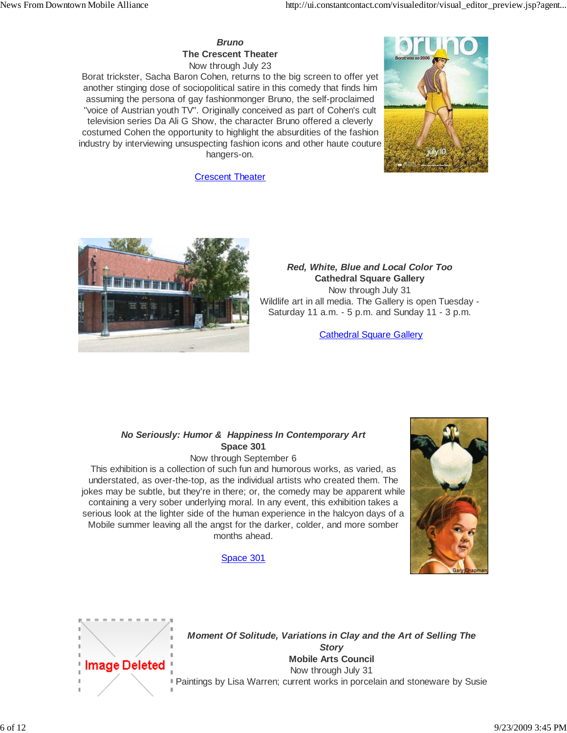***Bruno***
**The Crescent Theater**
Now through July 23
Borat trickster, Sacha Baron Cohen, returns to the big screen to offer yet another stinging dose of sociopolitical satire in this comedy that finds him assuming the persona of gay fashionmonger Bruno, the self-proclaimed "voice of Austrian youth TV". Originally conceived as part of Cohen's cult television series Da Ali G Show, the character Bruno offered a cleverly costumed Cohen the opportunity to highlight the absurdities of the fashion industry by interviewing unsuspecting fashion icons and other haute couture hangers-on.

Crescent Theater

***Red, White, Blue and Local Color Too***
**Cathedral Square Gallery**
Now through July 31
Wildlife art in all media. The Gallery is open Tuesday - Saturday 11 a.m. - 5 p.m. and Sunday 11 - 3 p.m.

Cathedral Square Gallery

***No Seriously: Humor & Happiness In Contemporary Art***
**Space 301**
Now through September 6
This exhibition is a collection of such fun and humorous works, as varied, as understated, as over-the-top, as the individual artists who created them. The jokes may be subtle, but they're in there; or, the comedy may be apparent while containing a very sober underlying moral. In any event, this exhibition takes a serious look at the lighter side of the human experience in the halcyon days of a Mobile summer leaving all the angst for the darker, colder, and more somber months ahead.

Space 301

***Moment Of Solitude, Variations in Clay and the Art of Selling The Story***
**Mobile Arts Council**
Now through July 31
Paintings by Lisa Warren; current works in porcelain and stoneware by Susie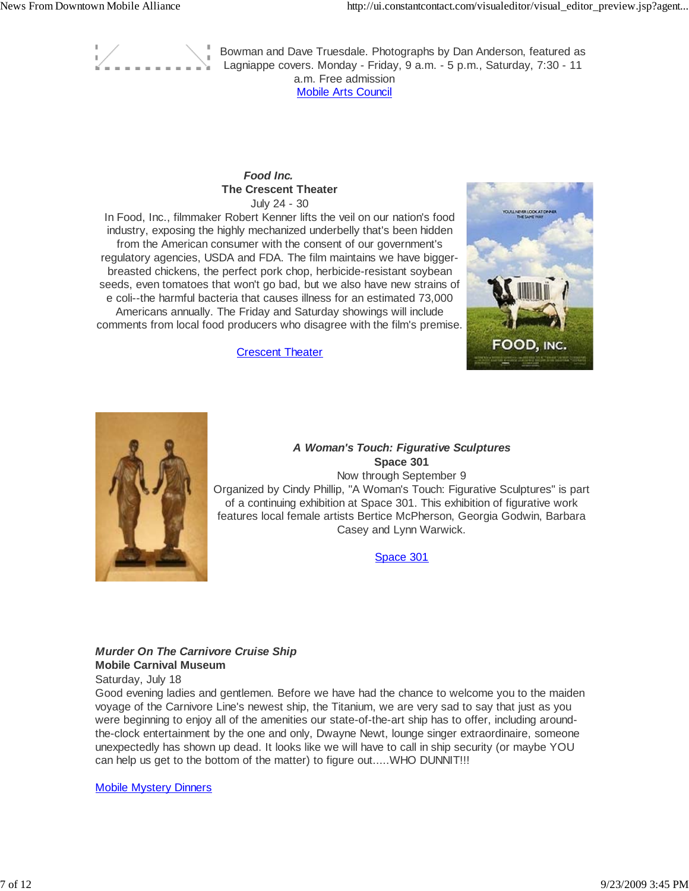Bowman and Dave Truesdale. Photographs by Dan Anderson, featured as Lagniappe covers. Monday - Friday, 9 a.m. - 5 p.m., Saturday, 7:30 - 11 a.m. Free admission

[Mobile Arts Council]

***Food Inc.***
**The Crescent Theater**
July 24 - 30

In Food, Inc., filmmaker Robert Kenner lifts the veil on our nation's food industry, exposing the highly mechanized underbelly that's been hidden from the American consumer with the consent of our government's regulatory agencies, USDA and FDA. The film maintains we have bigger-breasted chickens, the perfect pork chop, herbicide-resistant soybean seeds, even tomatoes that won't go bad, but we also have new strains of e coli--the harmful bacteria that causes illness for an estimated 73,000 Americans annually. The Friday and Saturday showings will include comments from local food producers who disagree with the film's premise.

[Crescent Theater]

***A Woman's Touch: Figurative Sculptures***
**Space 301**
Now through September 9

Organized by Cindy Phillip, "A Woman's Touch: Figurative Sculptures" is part of a continuing exhibition at Space 301. This exhibition of figurative work features local female artists Bertice McPherson, Georgia Godwin, Barbara Casey and Lynn Warwick.

[Space 301]

***Murder On The Carnivore Cruise Ship***
**Mobile Carnival Museum**
Saturday, July 18

Good evening ladies and gentlemen. Before we have had the chance to welcome you to the maiden voyage of the Carnivore Line's newest ship, the Titanium, we are very sad to say that just as you were beginning to enjoy all of the amenities our state-of-the-art ship has to offer, including around-the-clock entertainment by the one and only, Dwayne Newt, lounge singer extraordinaire, someone unexpectedly has shown up dead. It looks like we will have to call in ship security (or maybe YOU can help us get to the bottom of the matter) to figure out.....WHO DUNNIT!!!

[Mobile Mystery Dinners]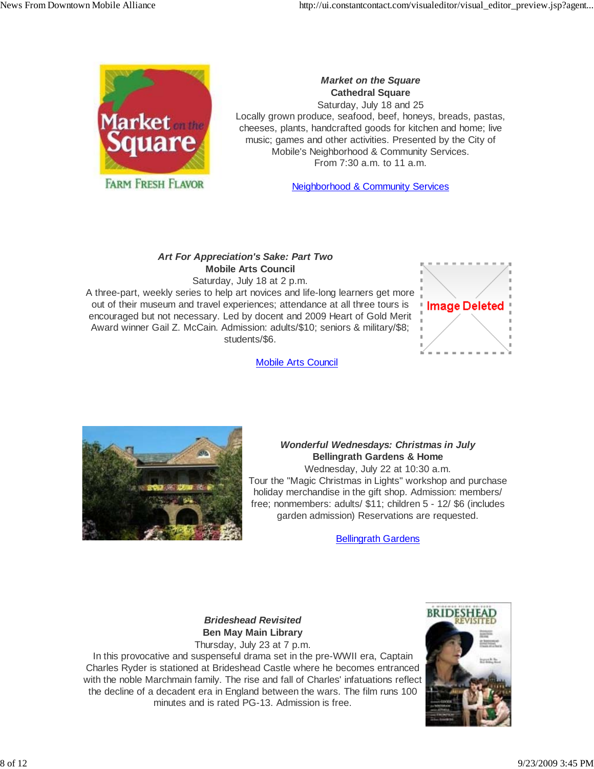*Market on the Square*
**Cathedral Square**
Saturday, July 18 and 25
Locally grown produce, seafood, beef, honeys, breads, pastas, cheeses, plants, handcrafted goods for kitchen and home; live music; games and other activities. Presented by the City of Mobile's Neighborhood & Community Services.
From 7:30 a.m. to 11 a.m.

Neighborhood & Community Services

*Art For Appreciation's Sake: Part Two*
**Mobile Arts Council**
Saturday, July 18 at 2 p.m.
A three-part, weekly series to help art novices and life-long learners get more out of their museum and travel experiences; attendance at all three tours is encouraged but not necessary. Led by docent and 2009 Heart of Gold Merit Award winner Gail Z. McCain. Admission: adults/$10; seniors & military/$8; students/$6.

Mobile Arts Council

*Wonderful Wednesdays: Christmas in July*
**Bellingrath Gardens & Home**
Wednesday, July 22 at 10:30 a.m.
Tour the "Magic Christmas in Lights" workshop and purchase holiday merchandise in the gift shop. Admission: members/ free; nonmembers: adults/ $11; children 5 - 12/ $6 (includes garden admission) Reservations are requested.

Bellingrath Gardens

*Brideshead Revisited*
**Ben May Main Library**
Thursday, July 23 at 7 p.m.
In this provocative and suspenseful drama set in the pre-WWII era, Captain Charles Ryder is stationed at Brideshead Castle where he becomes entranced with the noble Marchmain family. The rise and fall of Charles' infatuations reflect the decline of a decadent era in England between the wars. The film runs 100 minutes and is rated PG-13. Admission is free.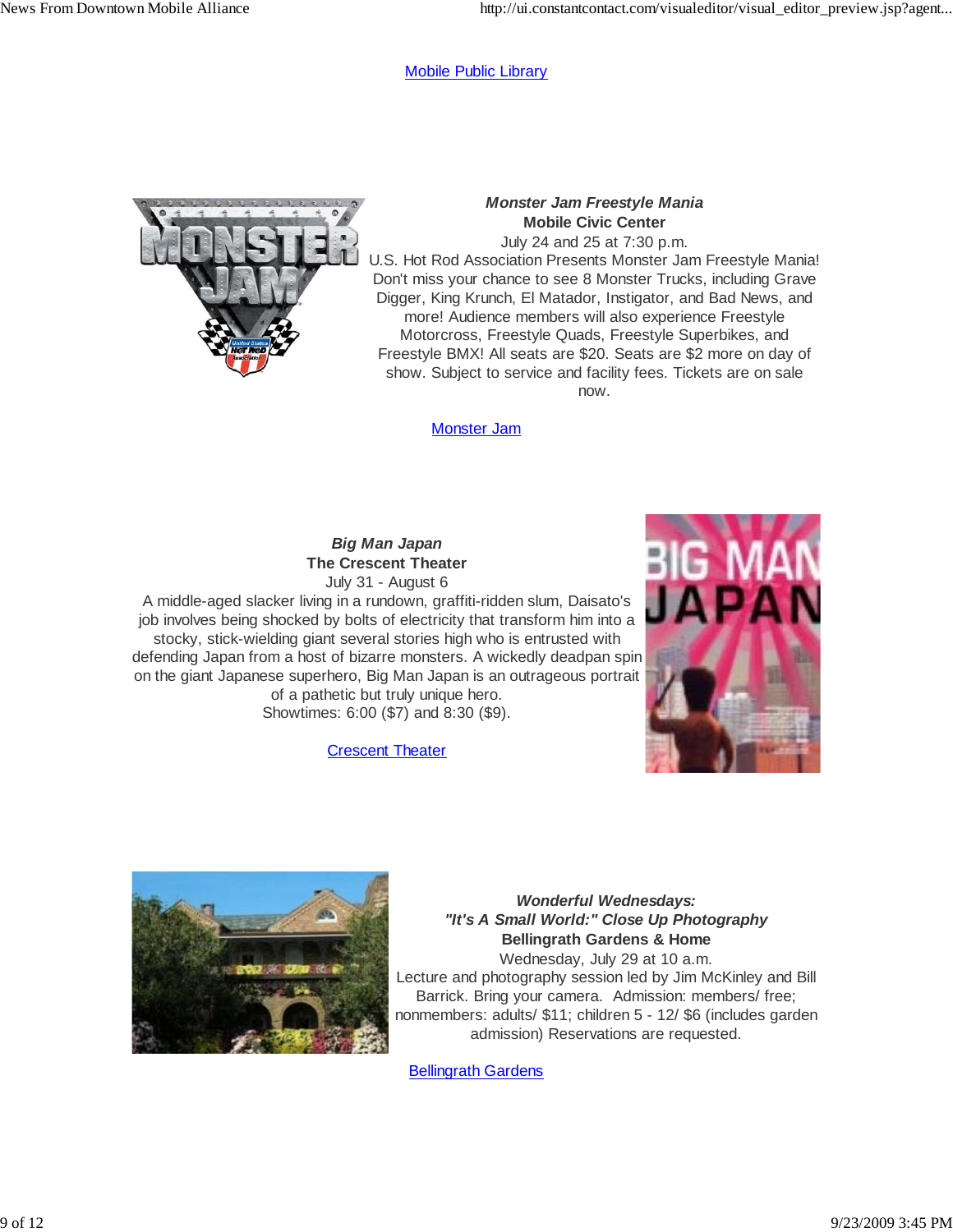[Mobile Public Library]

***Monster Jam Freestyle Mania***
**Mobile Civic Center**
July 24 and 25 at 7:30 p.m.
U.S. Hot Rod Association Presents Monster Jam Freestyle Mania! Don't miss your chance to see 8 Monster Trucks, including Grave Digger, King Krunch, El Matador, Instigator, and Bad News, and more! Audience members will also experience Freestyle Motorcross, Freestyle Quads, Freestyle Superbikes, and Freestyle BMX! All seats are $20. Seats are $2 more on day of show. Subject to service and facility fees. Tickets are on sale now.

[Monster Jam]

***Big Man Japan***
**The Crescent Theater**
July 31 - August 6
A middle-aged slacker living in a rundown, graffiti-ridden slum, Daisato's job involves being shocked by bolts of electricity that transform him into a stocky, stick-wielding giant several stories high who is entrusted with defending Japan from a host of bizarre monsters. A wickedly deadpan spin on the giant Japanese superhero, Big Man Japan is an outrageous portrait of a pathetic but truly unique hero.
Showtimes: 6:00 ($7) and 8:30 ($9).

[Crescent Theater]

***Wonderful Wednesdays:***
***"It's A Small World:" Close Up Photography***
**Bellingrath Gardens & Home**
Wednesday, July 29 at 10 a.m.
Lecture and photography session led by Jim McKinley and Bill Barrick. Bring your camera. Admission: members/ free; nonmembers: adults/ $11; children 5 - 12/ $6 (includes garden admission) Reservations are requested.

[Bellingrath Gardens]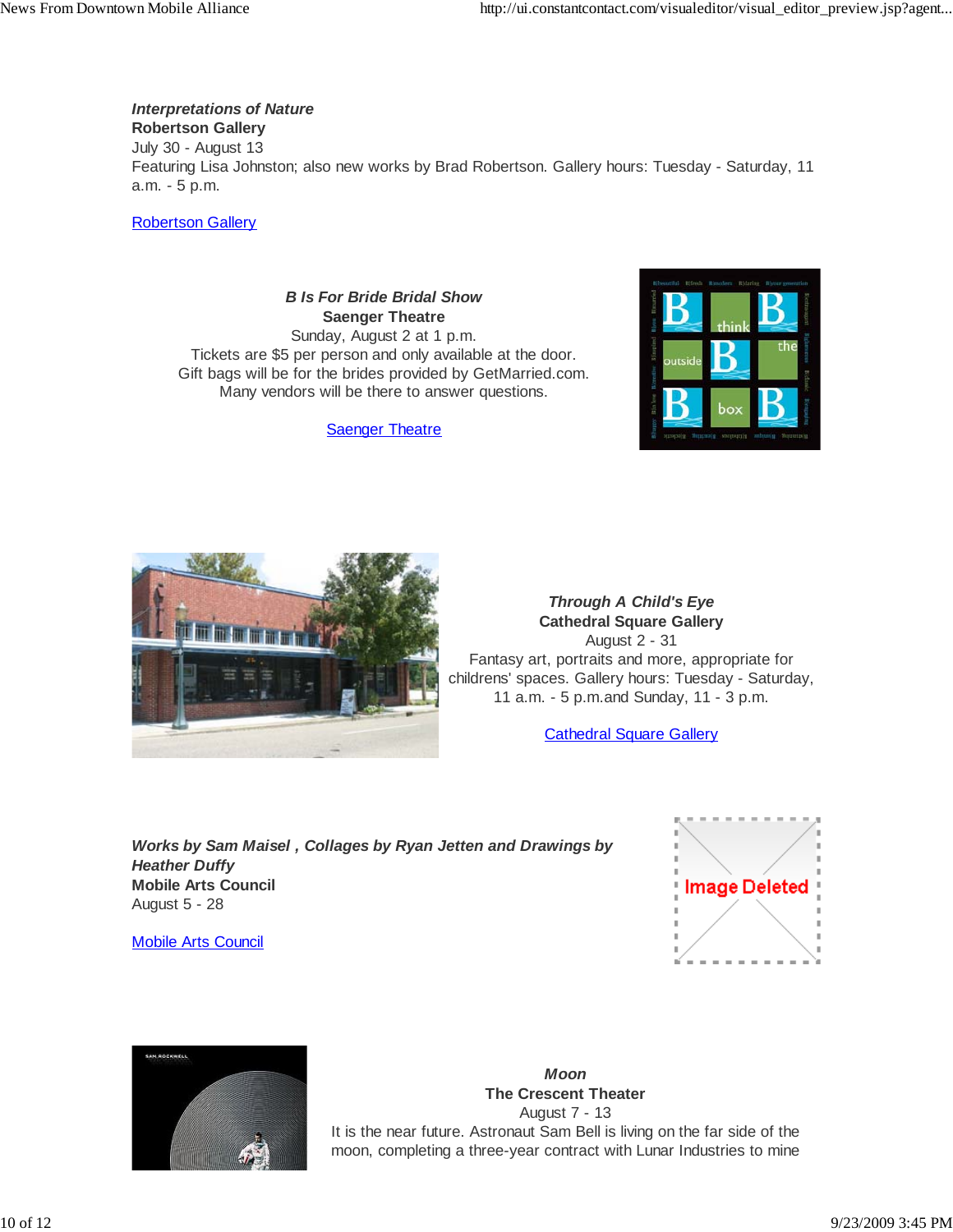***Interpretations of Nature***
**Robertson Gallery**
July 30 - August 13
Featuring Lisa Johnston; also new works by Brad Robertson. Gallery hours: Tuesday - Saturday, 11 a.m. - 5 p.m.

Robertson Gallery

***B Is For Bride Bridal Show***
**Saenger Theatre**
Sunday, August 2 at 1 p.m.
Tickets are $5 per person and only available at the door.
Gift bags will be for the brides provided by GetMarried.com.
Many vendors will be there to answer questions.

Saenger Theatre

***Through A Child's Eye***
**Cathedral Square Gallery**
August 2 - 31
Fantasy art, portraits and more, appropriate for childrens' spaces. Gallery hours: Tuesday - Saturday, 11 a.m. - 5 p.m.and Sunday, 11 - 3 p.m.

Cathedral Square Gallery

***Works by Sam Maisel , Collages by Ryan Jetten and Drawings by Heather Duffy***
**Mobile Arts Council**
August 5 - 28

Mobile Arts Council

***Moon***
**The Crescent Theater**
August 7 - 13
It is the near future. Astronaut Sam Bell is living on the far side of the moon, completing a three-year contract with Lunar Industries to mine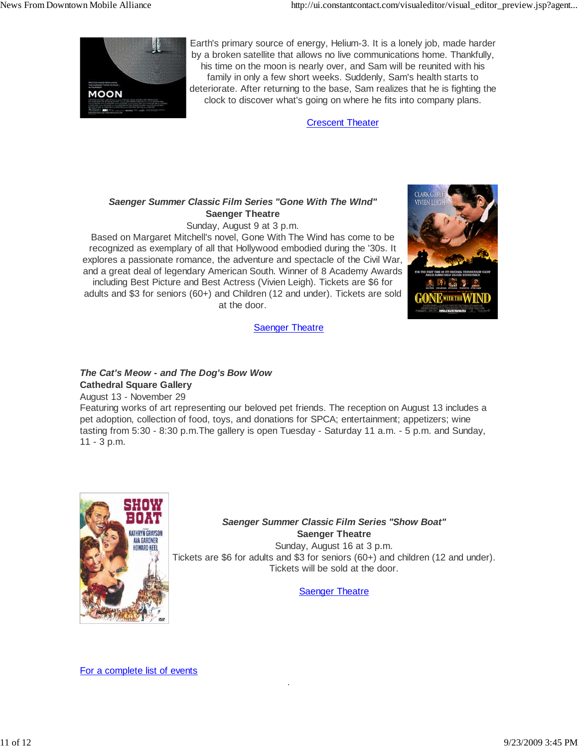Earth's primary source of energy, Helium-3. It is a lonely job, made harder by a broken satellite that allows no live communications home. Thankfully, his time on the moon is nearly over, and Sam will be reunited with his family in only a few short weeks. Suddenly, Sam's health starts to deteriorate. After returning to the base, Sam realizes that he is fighting the clock to discover what's going on where he fits into company plans.

Crescent Theater

***Saenger Summer Classic Film Series "Gone With The WInd"***
**Saenger Theatre**
Sunday, August 9 at 3 p.m.
Based on Margaret Mitchell's novel, Gone With The Wind has come to be recognized as exemplary of all that Hollywood embodied during the '30s. It explores a passionate romance, the adventure and spectacle of the Civil War, and a great deal of legendary American South. Winner of 8 Academy Awards including Best Picture and Best Actress (Vivien Leigh). Tickets are $6 for adults and $3 for seniors (60+) and Children (12 and under). Tickets are sold at the door.

Saenger Theatre

***The Cat's Meow - and The Dog's Bow Wow***
**Cathedral Square Gallery**
August 13 - November 29
Featuring works of art representing our beloved pet friends. The reception on August 13 includes a pet adoption, collection of food, toys, and donations for SPCA; entertainment; appetizers; wine tasting from 5:30 - 8:30 p.m.The gallery is open Tuesday - Saturday 11 a.m. - 5 p.m. and Sunday, 11 - 3 p.m.

***Saenger Summer Classic Film Series "Show Boat"***
**Saenger Theatre**
Sunday, August 16 at 3 p.m.
Tickets are $6 for adults and $3 for seniors (60+) and children (12 and under). Tickets will be sold at the door.

Saenger Theatre

For a complete list of events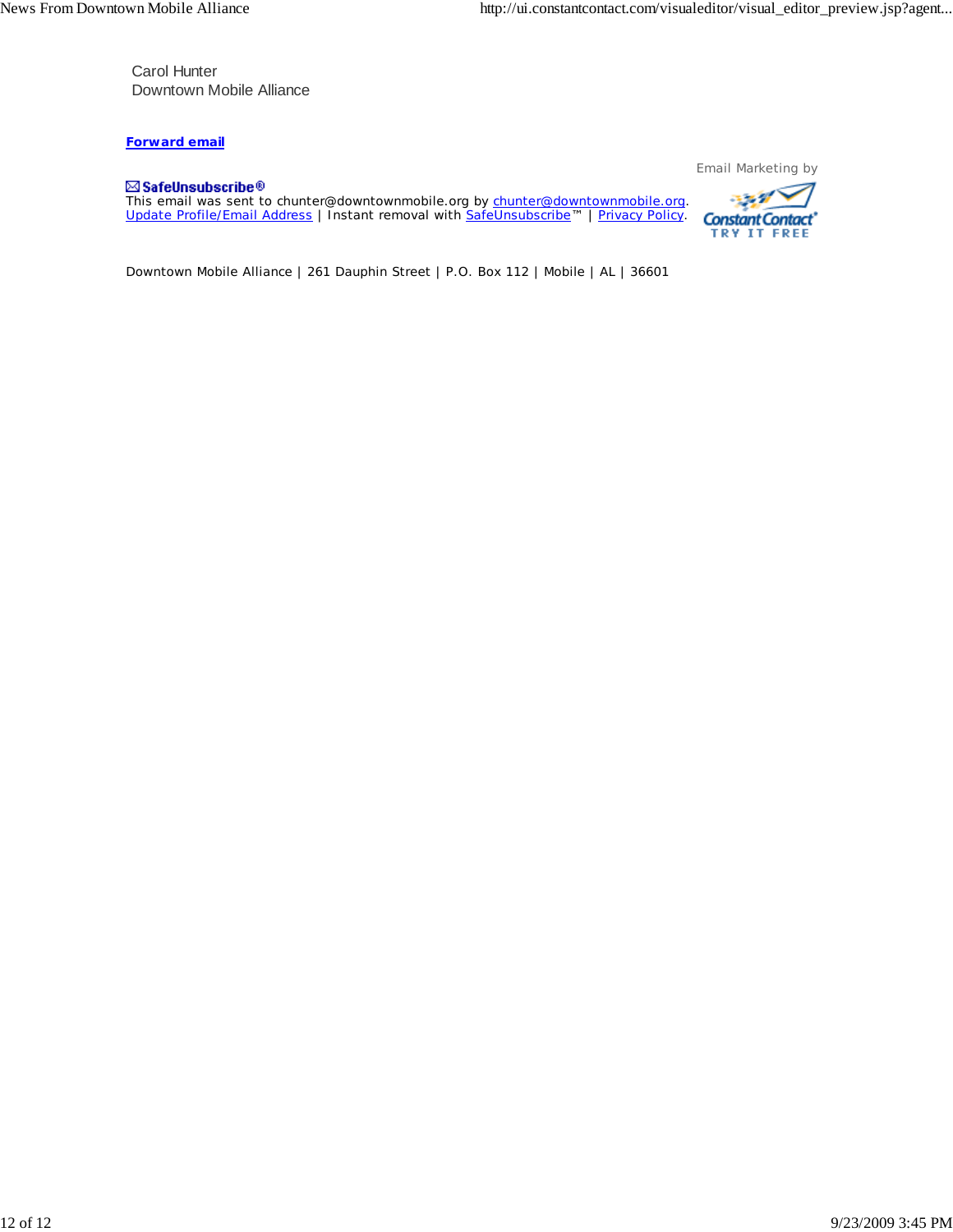Carol Hunter
Downtown Mobile Alliance

**Forward email**

Email Marketing by

SafeUnsubscribe®
This email was sent to chunter@downtownmobile.org by chunter@downtownmobile.org.
Update Profile/Email Address | Instant removal with SafeUnsubscribe™ | Privacy Policy.

Constant Contact
TRY IT FREE

Downtown Mobile Alliance | 261 Dauphin Street | P.O. Box 112 | Mobile | AL | 36601